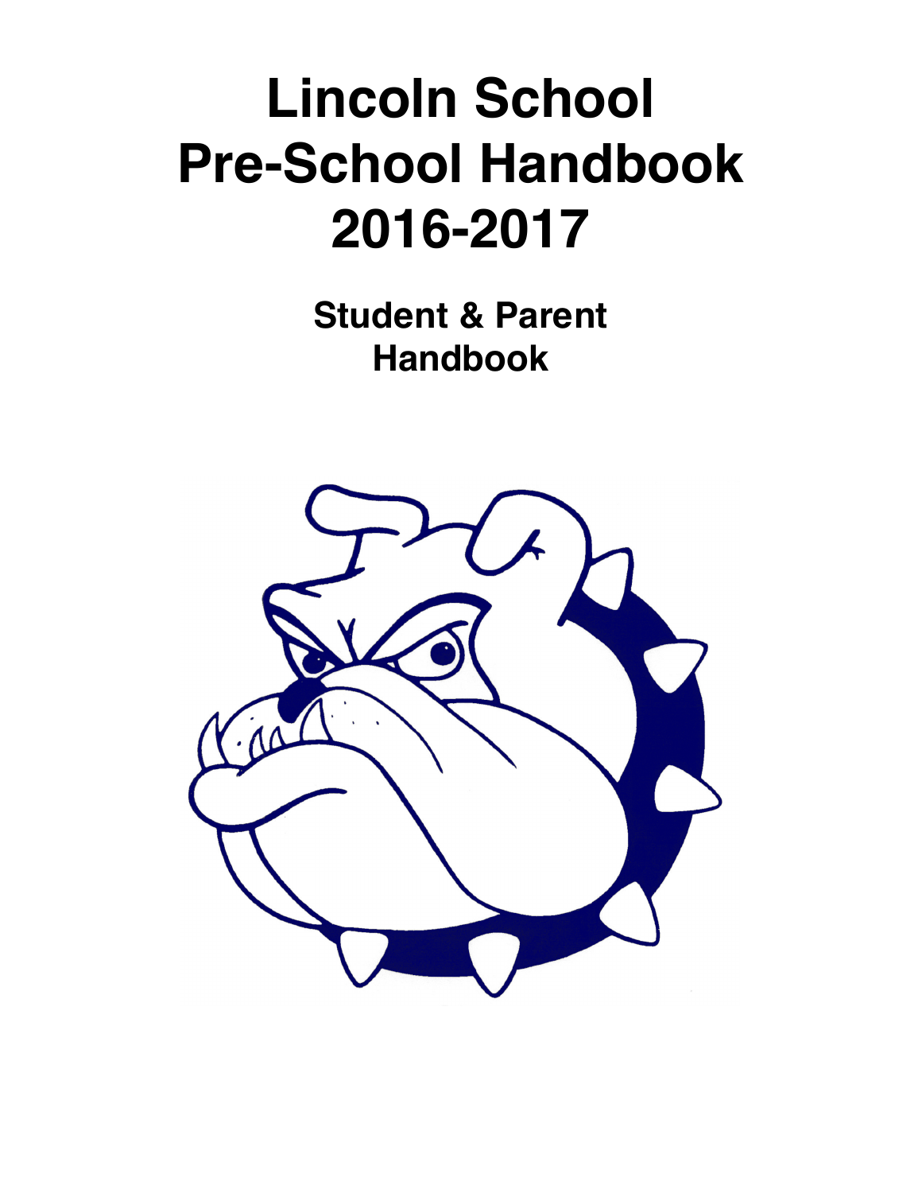# Lincoln School
# Pre-School Handbook
# 2016-2017

## Student & Parent Handbook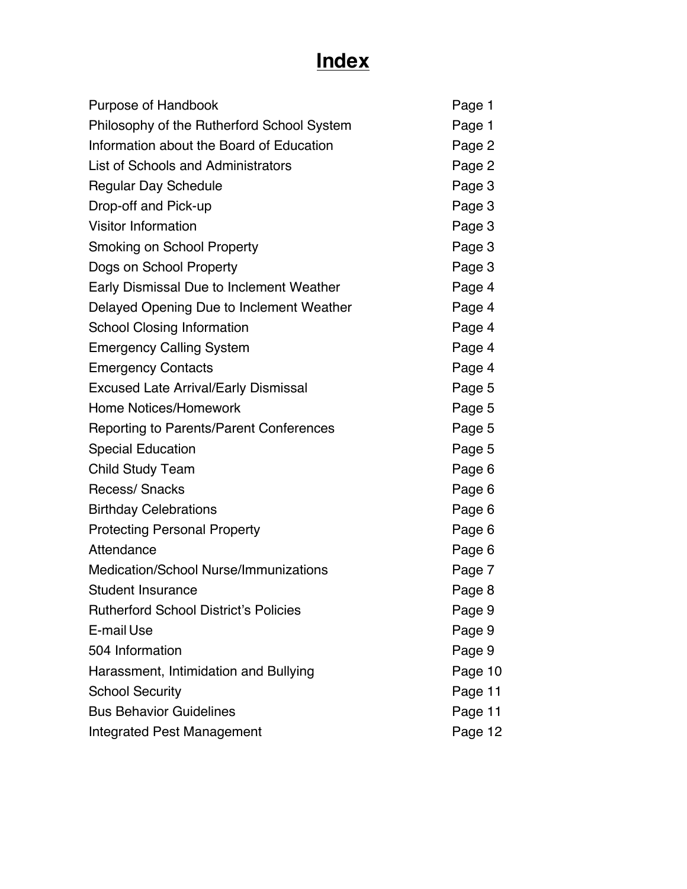# Index

| | |
|---|---|
| Purpose of Handbook | Page 1 |
| Philosophy of the Rutherford School System | Page 1 |
| Information about the Board of Education | Page 2 |
| List of Schools and Administrators | Page 2 |
| Regular Day Schedule | Page 3 |
| Drop-off and Pick-up | Page 3 |
| Visitor Information | Page 3 |
| Smoking on School Property | Page 3 |
| Dogs on School Property | Page 3 |
| Early Dismissal Due to Inclement Weather | Page 4 |
| Delayed Opening Due to Inclement Weather | Page 4 |
| School Closing Information | Page 4 |
| Emergency Calling System | Page 4 |
| Emergency Contacts | Page 4 |
| Excused Late Arrival/Early Dismissal | Page 5 |
| Home Notices/Homework | Page 5 |
| Reporting to Parents/Parent Conferences | Page 5 |
| Special Education | Page 5 |
| Child Study Team | Page 6 |
| Recess/ Snacks | Page 6 |
| Birthday Celebrations | Page 6 |
| Protecting Personal Property | Page 6 |
| Attendance | Page 6 |
| Medication/School Nurse/Immunizations | Page 7 |
| Student Insurance | Page 8 |
| Rutherford School District's Policies | Page 9 |
| E-mail Use | Page 9 |
| 504 Information | Page 9 |
| Harassment, Intimidation and Bullying | Page 10 |
| School Security | Page 11 |
| Bus Behavior Guidelines | Page 11 |
| Integrated Pest Management | Page 12 |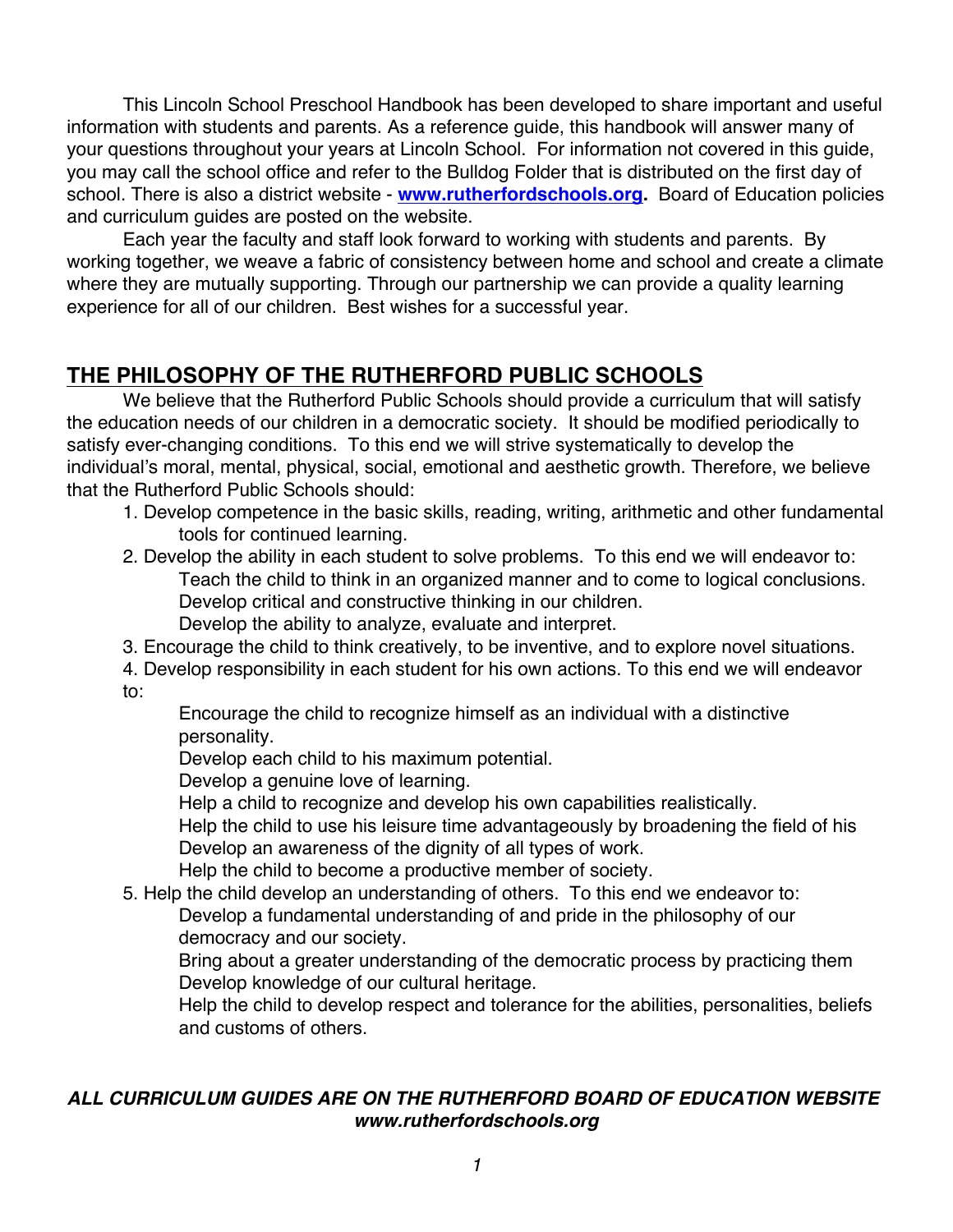This Lincoln School Preschool Handbook has been developed to share important and useful information with students and parents. As a reference guide, this handbook will answer many of your questions throughout your years at Lincoln School. For information not covered in this guide, you may call the school office and refer to the Bulldog Folder that is distributed on the first day of school. There is also a district website - **[www.rutherfordschools.org](http://www.rutherfordschools.org).** Board of Education policies and curriculum guides are posted on the website.

Each year the faculty and staff look forward to working with students and parents. By working together, we weave a fabric of consistency between home and school and create a climate where they are mutually supporting. Through our partnership we can provide a quality learning experience for all of our children. Best wishes for a successful year.

## THE PHILOSOPHY OF THE RUTHERFORD PUBLIC SCHOOLS

We believe that the Rutherford Public Schools should provide a curriculum that will satisfy the education needs of our children in a democratic society. It should be modified periodically to satisfy ever-changing conditions. To this end we will strive systematically to develop the individual's moral, mental, physical, social, emotional and aesthetic growth. Therefore, we believe that the Rutherford Public Schools should:

1. Develop competence in the basic skills, reading, writing, arithmetic and other fundamental tools for continued learning.
2. Develop the ability in each student to solve problems. To this end we will endeavor to:
   - Teach the child to think in an organized manner and to come to logical conclusions.
   - Develop critical and constructive thinking in our children.
   - Develop the ability to analyze, evaluate and interpret.
3. Encourage the child to think creatively, to be inventive, and to explore novel situations.
4. Develop responsibility in each student for his own actions. To this end we will endeavor to:
   - Encourage the child to recognize himself as an individual with a distinctive personality.
   - Develop each child to his maximum potential.
   - Develop a genuine love of learning.
   - Help a child to recognize and develop his own capabilities realistically.
   - Help the child to use his leisure time advantageously by broadening the field of his
   - Develop an awareness of the dignity of all types of work.
   - Help the child to become a productive member of society.
5. Help the child develop an understanding of others. To this end we endeavor to:
   - Develop a fundamental understanding of and pride in the philosophy of our democracy and our society.
   - Bring about a greater understanding of the democratic process by practicing them
   - Develop knowledge of our cultural heritage.
   - Help the child to develop respect and tolerance for the abilities, personalities, beliefs and customs of others.

***ALL CURRICULUM GUIDES ARE ON THE RUTHERFORD BOARD OF EDUCATION WEBSITE www.rutherfordschools.org***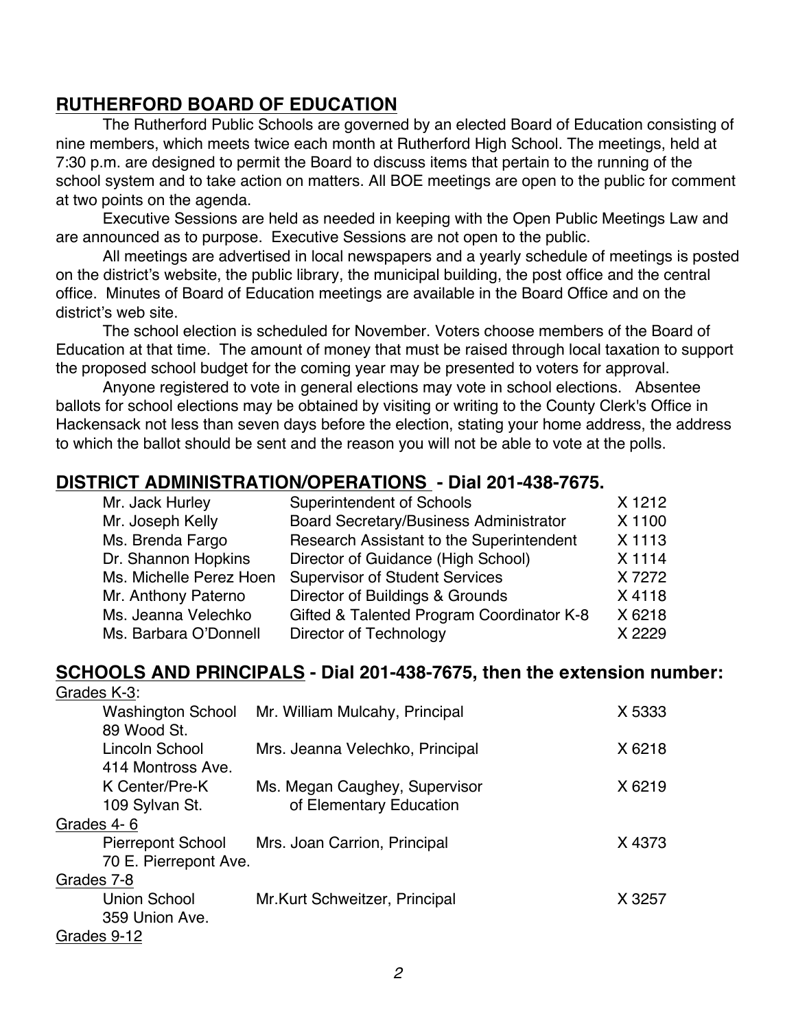## RUTHERFORD BOARD OF EDUCATION

The Rutherford Public Schools are governed by an elected Board of Education consisting of nine members, which meets twice each month at Rutherford High School. The meetings, held at 7:30 p.m. are designed to permit the Board to discuss items that pertain to the running of the school system and to take action on matters. All BOE meetings are open to the public for comment at two points on the agenda.

Executive Sessions are held as needed in keeping with the Open Public Meetings Law and are announced as to purpose. Executive Sessions are not open to the public.

All meetings are advertised in local newspapers and a yearly schedule of meetings is posted on the district's website, the public library, the municipal building, the post office and the central office. Minutes of Board of Education meetings are available in the Board Office and on the district's web site.

The school election is scheduled for November. Voters choose members of the Board of Education at that time. The amount of money that must be raised through local taxation to support the proposed school budget for the coming year may be presented to voters for approval.

Anyone registered to vote in general elections may vote in school elections. Absentee ballots for school elections may be obtained by visiting or writing to the County Clerk's Office in Hackensack not less than seven days before the election, stating your home address, the address to which the ballot should be sent and the reason you will not be able to vote at the polls.

## DISTRICT ADMINISTRATION/OPERATIONS - Dial 201-438-7675.

| Name | Title | Extension |
|---|---|---|
| Mr. Jack Hurley | Superintendent of Schools | X 1212 |
| Mr. Joseph Kelly | Board Secretary/Business Administrator | X 1100 |
| Ms. Brenda Fargo | Research Assistant to the Superintendent | X 1113 |
| Dr. Shannon Hopkins | Director of Guidance (High School) | X 1114 |
| Ms. Michelle Perez Hoen | Supervisor of Student Services | X 7272 |
| Mr. Anthony Paterno | Director of Buildings & Grounds | X 4118 |
| Ms. Jeanna Velechko | Gifted & Talented Program Coordinator K-8 | X 6218 |
| Ms. Barbara O'Donnell | Director of Technology | X 2229 |

## SCHOOLS AND PRINCIPALS - Dial 201-438-7675, then the extension number:

| School | Principal | Extension |
|---|---|---|
| Grades K-3: | | |
| Washington School<br>89 Wood St. | Mr. William Mulcahy, Principal | X 5333 |
| Lincoln School<br>414 Montross Ave. | Mrs. Jeanna Velechko, Principal | X 6218 |
| K Center/Pre-K<br>109 Sylvan St. | Ms. Megan Caughey, Supervisor of Elementary Education | X 6219 |
| Grades 4- 6 | | |
| Pierrepont School<br>70 E. Pierrepont Ave. | Mrs. Joan Carrion, Principal | X 4373 |
| Grades 7-8 | | |
| Union School<br>359 Union Ave. | Mr.Kurt Schweitzer, Principal | X 3257 |
| Grades 9-12 | | |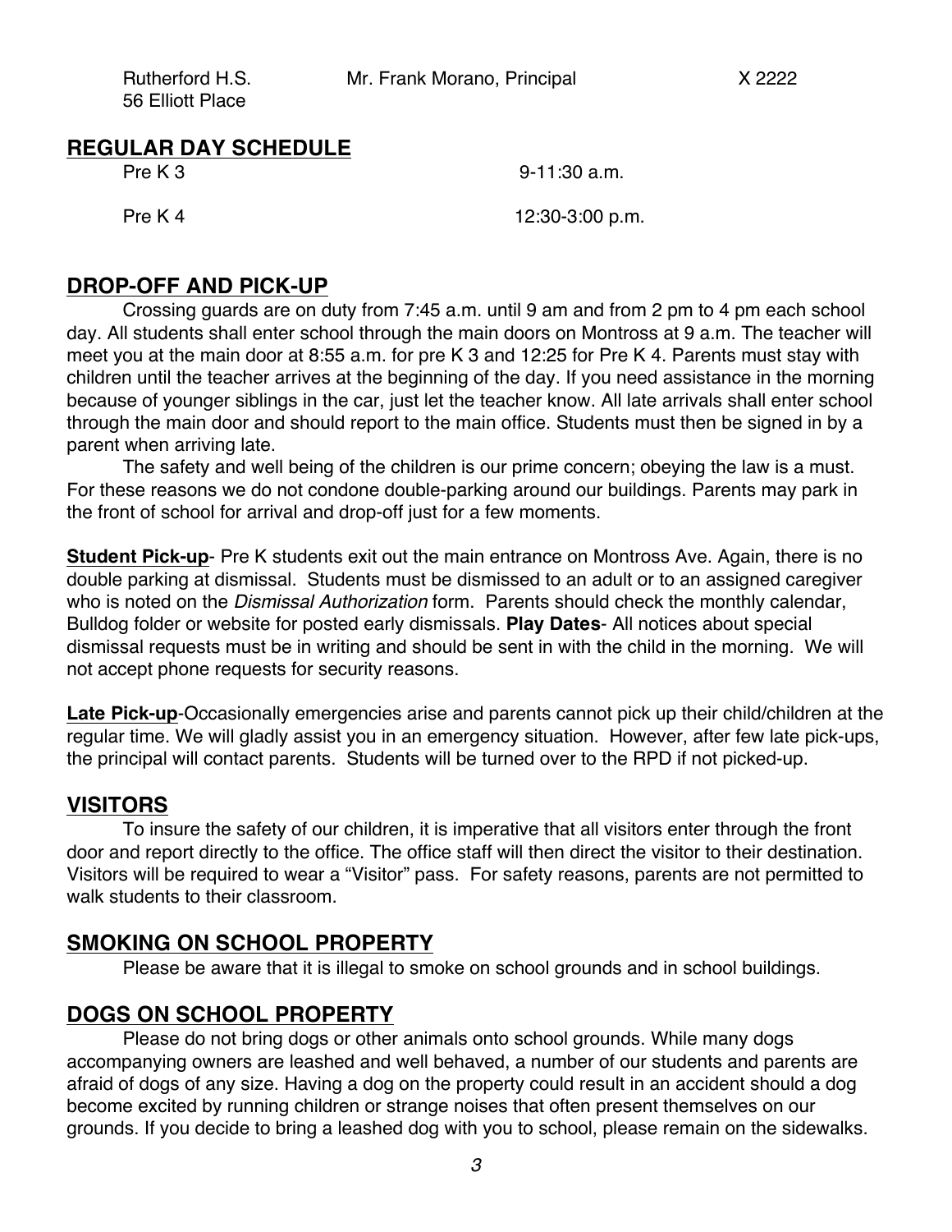| Rutherford H.S.<br>56 Elliott Place | Mr. Frank Morano, Principal | X 2222 |
| --- | --- | --- |

## REGULAR DAY SCHEDULE

| Pre K 3 | 9-11:30 a.m. |
| --- | --- |
| Pre K 4 | 12:30-3:00 p.m. |

## DROP-OFF AND PICK-UP

Crossing guards are on duty from 7:45 a.m. until 9 am and from 2 pm to 4 pm each school day. All students shall enter school through the main doors on Montross at 9 a.m. The teacher will meet you at the main door at 8:55 a.m. for pre K 3 and 12:25 for Pre K 4. Parents must stay with children until the teacher arrives at the beginning of the day. If you need assistance in the morning because of younger siblings in the car, just let the teacher know. All late arrivals shall enter school through the main door and should report to the main office. Students must then be signed in by a parent when arriving late.

The safety and well being of the children is our prime concern; obeying the law is a must. For these reasons we do not condone double-parking around our buildings. Parents may park in the front of school for arrival and drop-off just for a few moments.

**Student Pick-up**- Pre K students exit out the main entrance on Montross Ave. Again, there is no double parking at dismissal. Students must be dismissed to an adult or to an assigned caregiver who is noted on the *Dismissal Authorization* form. Parents should check the monthly calendar, Bulldog folder or website for posted early dismissals. **Play Dates**- All notices about special dismissal requests must be in writing and should be sent in with the child in the morning. We will not accept phone requests for security reasons.

**Late Pick-up**-Occasionally emergencies arise and parents cannot pick up their child/children at the regular time. We will gladly assist you in an emergency situation. However, after few late pick-ups, the principal will contact parents. Students will be turned over to the RPD if not picked-up.

## VISITORS

To insure the safety of our children, it is imperative that all visitors enter through the front door and report directly to the office. The office staff will then direct the visitor to their destination. Visitors will be required to wear a "Visitor" pass. For safety reasons, parents are not permitted to walk students to their classroom.

## SMOKING ON SCHOOL PROPERTY

Please be aware that it is illegal to smoke on school grounds and in school buildings.

## DOGS ON SCHOOL PROPERTY

Please do not bring dogs or other animals onto school grounds. While many dogs accompanying owners are leashed and well behaved, a number of our students and parents are afraid of dogs of any size. Having a dog on the property could result in an accident should a dog become excited by running children or strange noises that often present themselves on our grounds. If you decide to bring a leashed dog with you to school, please remain on the sidewalks.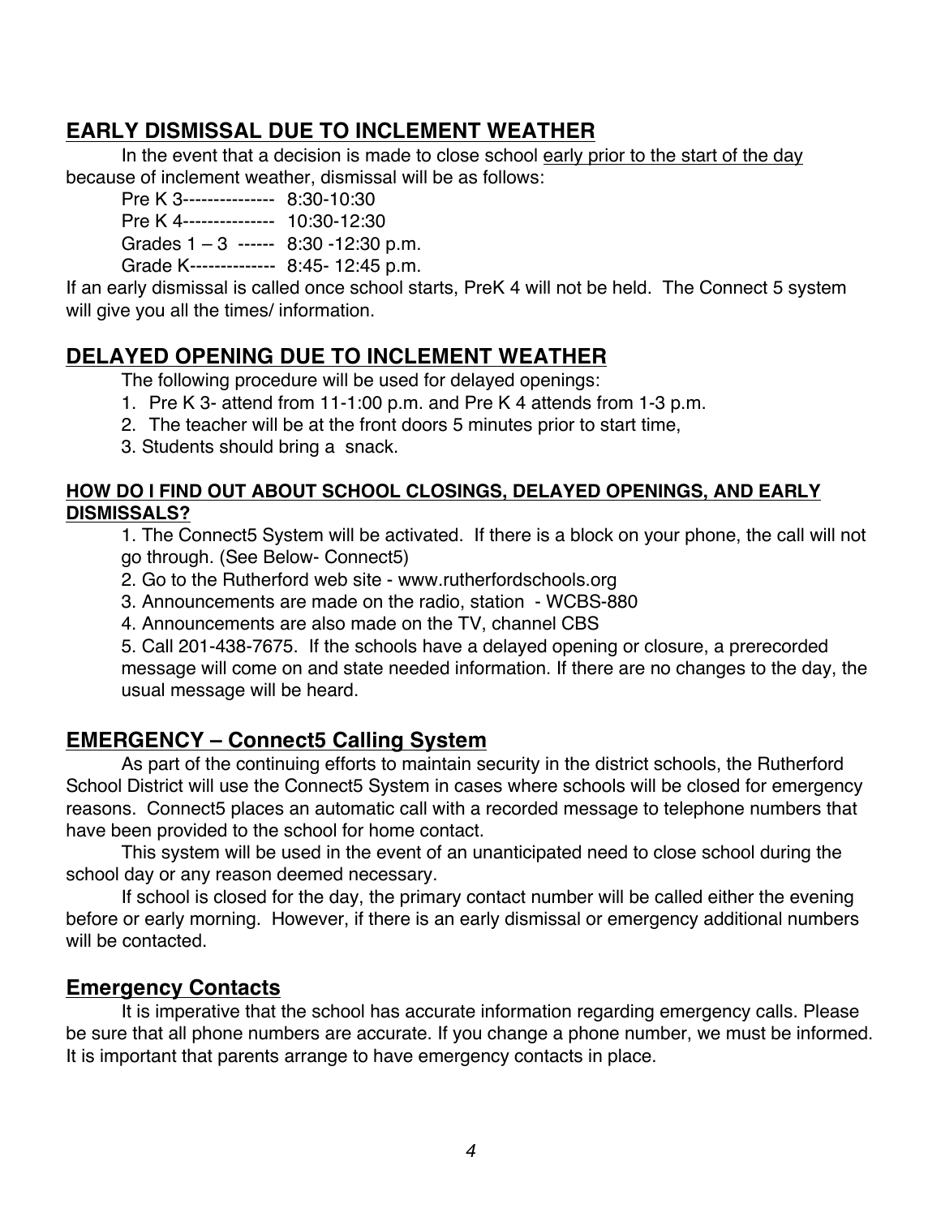## EARLY DISMISSAL DUE TO INCLEMENT WEATHER

In the event that a decision is made to close school early prior to the start of the day because of inclement weather, dismissal will be as follows:

Pre K 3--------------- 8:30-10:30
Pre K 4--------------- 10:30-12:30
Grades 1 – 3 ------ 8:30 -12:30 p.m.
Grade K-------------- 8:45- 12:45 p.m.

If an early dismissal is called once school starts, PreK 4 will not be held. The Connect 5 system will give you all the times/ information.

## DELAYED OPENING DUE TO INCLEMENT WEATHER

The following procedure will be used for delayed openings:

1. Pre K 3- attend from 11-1:00 p.m. and Pre K 4 attends from 1-3 p.m.
2. The teacher will be at the front doors 5 minutes prior to start time,
3. Students should bring a snack.

#### HOW DO I FIND OUT ABOUT SCHOOL CLOSINGS, DELAYED OPENINGS, AND EARLY DISMISSALS?

1. The Connect5 System will be activated. If there is a block on your phone, the call will not go through. (See Below- Connect5)
2. Go to the Rutherford web site - www.rutherfordschools.org
3. Announcements are made on the radio, station - WCBS-880
4. Announcements are also made on the TV, channel CBS
5. Call 201-438-7675. If the schools have a delayed opening or closure, a prerecorded message will come on and state needed information. If there are no changes to the day, the usual message will be heard.

## EMERGENCY – Connect5 Calling System

As part of the continuing efforts to maintain security in the district schools, the Rutherford School District will use the Connect5 System in cases where schools will be closed for emergency reasons. Connect5 places an automatic call with a recorded message to telephone numbers that have been provided to the school for home contact.

This system will be used in the event of an unanticipated need to close school during the school day or any reason deemed necessary.

If school is closed for the day, the primary contact number will be called either the evening before or early morning. However, if there is an early dismissal or emergency additional numbers will be contacted.

## Emergency Contacts

It is imperative that the school has accurate information regarding emergency calls. Please be sure that all phone numbers are accurate. If you change a phone number, we must be informed. It is important that parents arrange to have emergency contacts in place.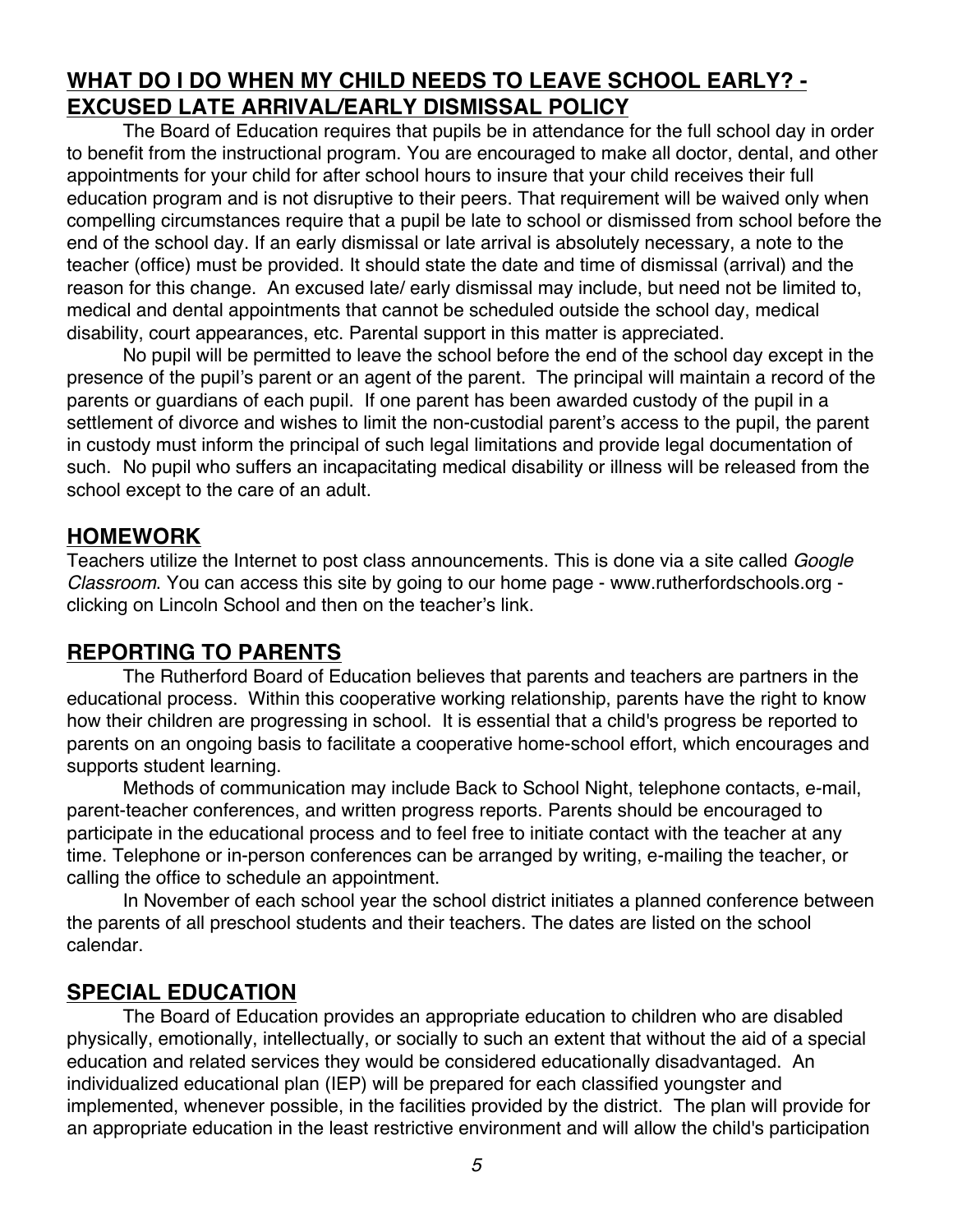## WHAT DO I DO WHEN MY CHILD NEEDS TO LEAVE SCHOOL EARLY? - EXCUSED LATE ARRIVAL/EARLY DISMISSAL POLICY

The Board of Education requires that pupils be in attendance for the full school day in order to benefit from the instructional program. You are encouraged to make all doctor, dental, and other appointments for your child for after school hours to insure that your child receives their full education program and is not disruptive to their peers. That requirement will be waived only when compelling circumstances require that a pupil be late to school or dismissed from school before the end of the school day. If an early dismissal or late arrival is absolutely necessary, a note to the teacher (office) must be provided. It should state the date and time of dismissal (arrival) and the reason for this change. An excused late/ early dismissal may include, but need not be limited to, medical and dental appointments that cannot be scheduled outside the school day, medical disability, court appearances, etc. Parental support in this matter is appreciated.

No pupil will be permitted to leave the school before the end of the school day except in the presence of the pupil's parent or an agent of the parent. The principal will maintain a record of the parents or guardians of each pupil. If one parent has been awarded custody of the pupil in a settlement of divorce and wishes to limit the non-custodial parent's access to the pupil, the parent in custody must inform the principal of such legal limitations and provide legal documentation of such. No pupil who suffers an incapacitating medical disability or illness will be released from the school except to the care of an adult.

## HOMEWORK

Teachers utilize the Internet to post class announcements. This is done via a site called *Google Classroom*. You can access this site by going to our home page - www.rutherfordschools.org - clicking on Lincoln School and then on the teacher's link.

## REPORTING TO PARENTS

The Rutherford Board of Education believes that parents and teachers are partners in the educational process. Within this cooperative working relationship, parents have the right to know how their children are progressing in school. It is essential that a child's progress be reported to parents on an ongoing basis to facilitate a cooperative home-school effort, which encourages and supports student learning.

Methods of communication may include Back to School Night, telephone contacts, e-mail, parent-teacher conferences, and written progress reports. Parents should be encouraged to participate in the educational process and to feel free to initiate contact with the teacher at any time. Telephone or in-person conferences can be arranged by writing, e-mailing the teacher, or calling the office to schedule an appointment.

In November of each school year the school district initiates a planned conference between the parents of all preschool students and their teachers. The dates are listed on the school calendar.

## SPECIAL EDUCATION

The Board of Education provides an appropriate education to children who are disabled physically, emotionally, intellectually, or socially to such an extent that without the aid of a special education and related services they would be considered educationally disadvantaged. An individualized educational plan (IEP) will be prepared for each classified youngster and implemented, whenever possible, in the facilities provided by the district. The plan will provide for an appropriate education in the least restrictive environment and will allow the child's participation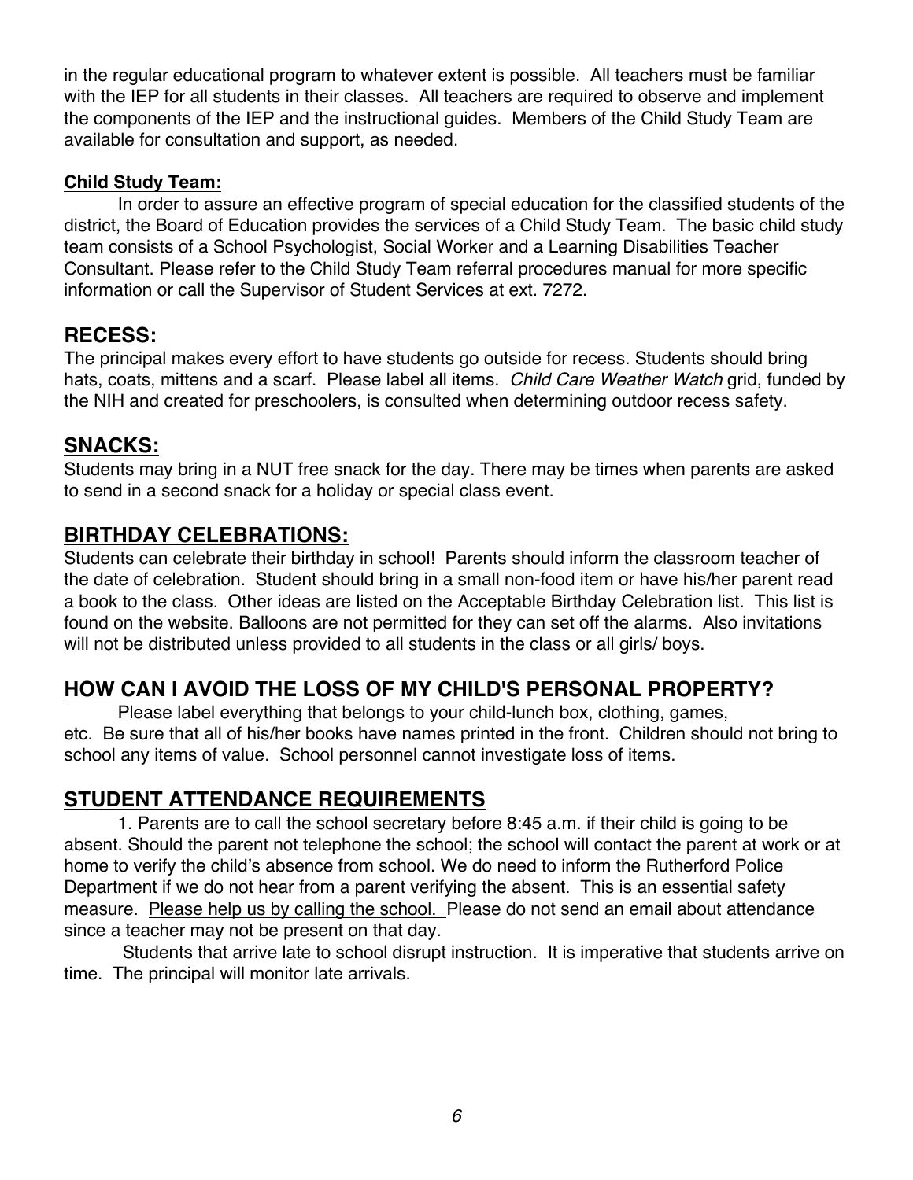in the regular educational program to whatever extent is possible. All teachers must be familiar with the IEP for all students in their classes. All teachers are required to observe and implement the components of the IEP and the instructional guides. Members of the Child Study Team are available for consultation and support, as needed.

**Child Study Team:**

In order to assure an effective program of special education for the classified students of the district, the Board of Education provides the services of a Child Study Team. The basic child study team consists of a School Psychologist, Social Worker and a Learning Disabilities Teacher Consultant. Please refer to the Child Study Team referral procedures manual for more specific information or call the Supervisor of Student Services at ext. 7272.

## RECESS:

The principal makes every effort to have students go outside for recess. Students should bring hats, coats, mittens and a scarf. Please label all items. *Child Care Weather Watch* grid, funded by the NIH and created for preschoolers, is consulted when determining outdoor recess safety.

## SNACKS:

Students may bring in a NUT free snack for the day. There may be times when parents are asked to send in a second snack for a holiday or special class event.

## BIRTHDAY CELEBRATIONS:

Students can celebrate their birthday in school! Parents should inform the classroom teacher of the date of celebration. Student should bring in a small non-food item or have his/her parent read a book to the class. Other ideas are listed on the Acceptable Birthday Celebration list. This list is found on the website. Balloons are not permitted for they can set off the alarms. Also invitations will not be distributed unless provided to all students in the class or all girls/ boys.

## HOW CAN I AVOID THE LOSS OF MY CHILD'S PERSONAL PROPERTY?

Please label everything that belongs to your child-lunch box, clothing, games, etc. Be sure that all of his/her books have names printed in the front. Children should not bring to school any items of value. School personnel cannot investigate loss of items.

## STUDENT ATTENDANCE REQUIREMENTS

1. Parents are to call the school secretary before 8:45 a.m. if their child is going to be absent. Should the parent not telephone the school; the school will contact the parent at work or at home to verify the child's absence from school. We do need to inform the Rutherford Police Department if we do not hear from a parent verifying the absent. This is an essential safety measure. Please help us by calling the school. Please do not send an email about attendance since a teacher may not be present on that day.

Students that arrive late to school disrupt instruction. It is imperative that students arrive on time. The principal will monitor late arrivals.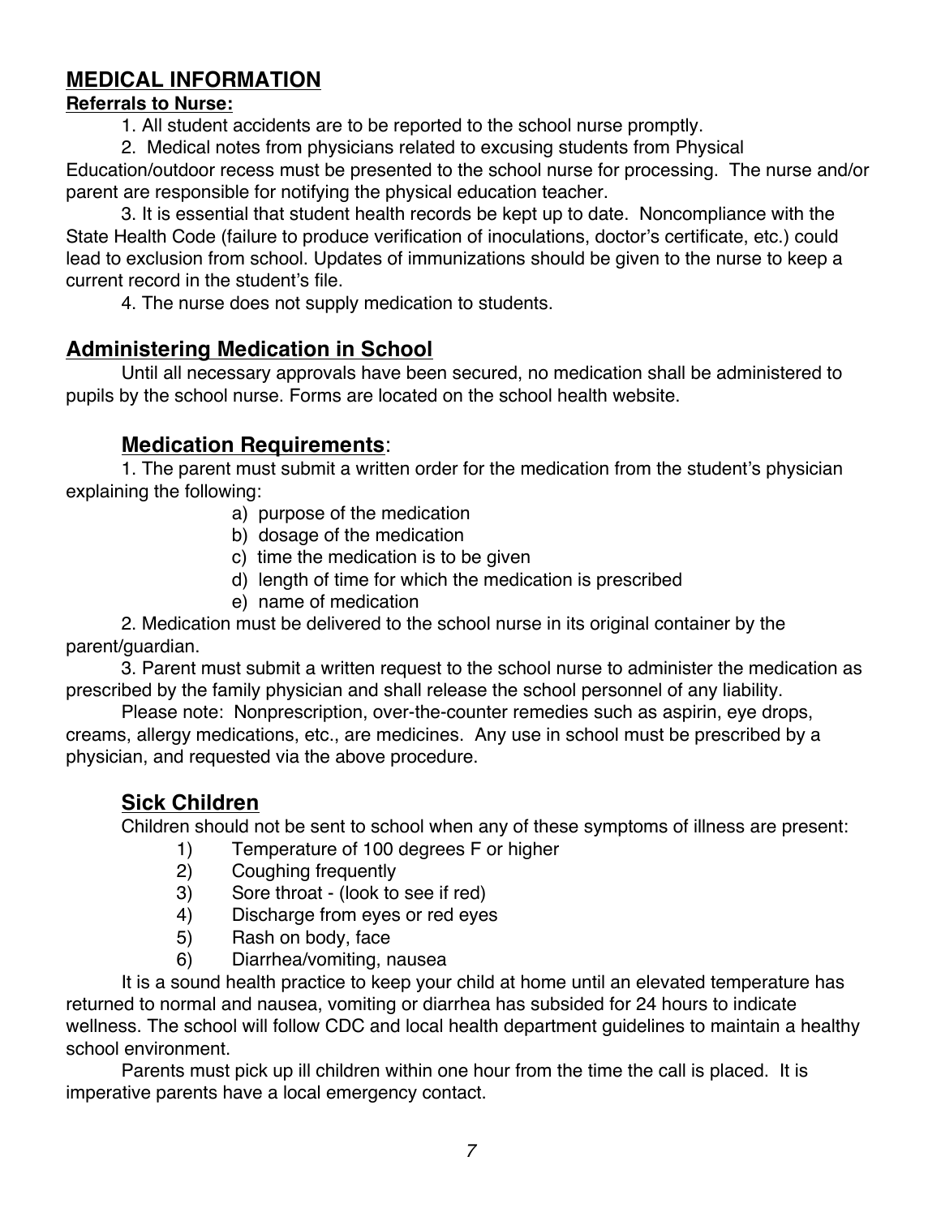# MEDICAL INFORMATION

**Referrals to Nurse:**

1. All student accidents are to be reported to the school nurse promptly.
2. Medical notes from physicians related to excusing students from Physical Education/outdoor recess must be presented to the school nurse for processing. The nurse and/or parent are responsible for notifying the physical education teacher.
3. It is essential that student health records be kept up to date. Noncompliance with the State Health Code (failure to produce verification of inoculations, doctor's certificate, etc.) could lead to exclusion from school. Updates of immunizations should be given to the nurse to keep a current record in the student's file.
4. The nurse does not supply medication to students.

## Administering Medication in School

Until all necessary approvals have been secured, no medication shall be administered to pupils by the school nurse. Forms are located on the school health website.

### Medication Requirements:

1. The parent must submit a written order for the medication from the student's physician explaining the following:
   a) purpose of the medication
   b) dosage of the medication
   c) time the medication is to be given
   d) length of time for which the medication is prescribed
   e) name of medication
2. Medication must be delivered to the school nurse in its original container by the parent/guardian.
3. Parent must submit a written request to the school nurse to administer the medication as prescribed by the family physician and shall release the school personnel of any liability.

Please note: Nonprescription, over-the-counter remedies such as aspirin, eye drops, creams, allergy medications, etc., are medicines. Any use in school must be prescribed by a physician, and requested via the above procedure.

### Sick Children

Children should not be sent to school when any of these symptoms of illness are present:

1) Temperature of 100 degrees F or higher
2) Coughing frequently
3) Sore throat - (look to see if red)
4) Discharge from eyes or red eyes
5) Rash on body, face
6) Diarrhea/vomiting, nausea

It is a sound health practice to keep your child at home until an elevated temperature has returned to normal and nausea, vomiting or diarrhea has subsided for 24 hours to indicate wellness. The school will follow CDC and local health department guidelines to maintain a healthy school environment.

Parents must pick up ill children within one hour from the time the call is placed. It is imperative parents have a local emergency contact.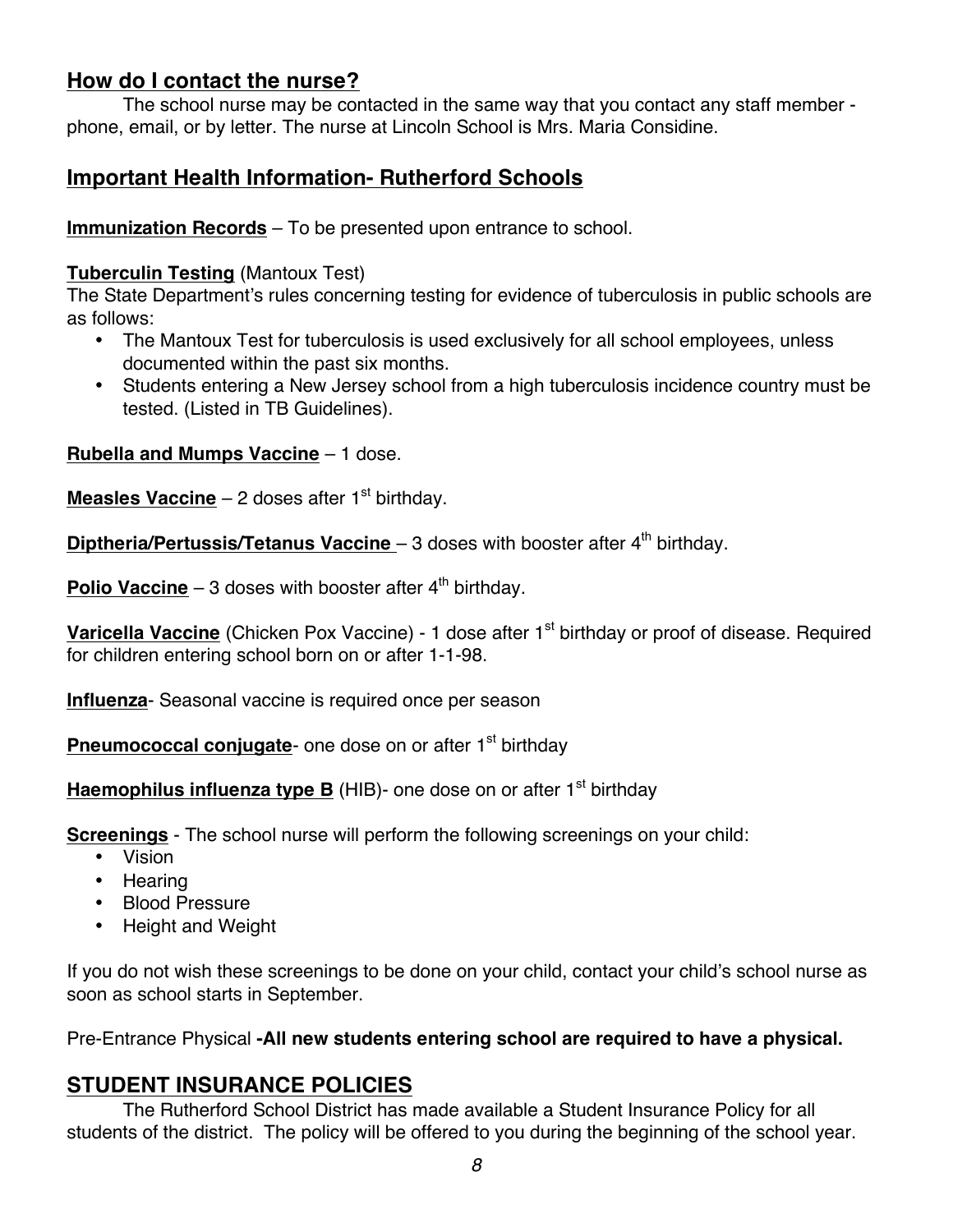## How do I contact the nurse?

The school nurse may be contacted in the same way that you contact any staff member - phone, email, or by letter. The nurse at Lincoln School is Mrs. Maria Considine.

## Important Health Information- Rutherford Schools

**Immunization Records** – To be presented upon entrance to school.

**Tuberculin Testing** (Mantoux Test)
The State Department's rules concerning testing for evidence of tuberculosis in public schools are as follows:

- The Mantoux Test for tuberculosis is used exclusively for all school employees, unless documented within the past six months.
- Students entering a New Jersey school from a high tuberculosis incidence country must be tested. (Listed in TB Guidelines).

**Rubella and Mumps Vaccine** – 1 dose.

**Measles Vaccine** – 2 doses after 1st birthday.

**Diptheria/Pertussis/Tetanus Vaccine** – 3 doses with booster after 4th birthday.

**Polio Vaccine** – 3 doses with booster after 4th birthday.

**Varicella Vaccine** (Chicken Pox Vaccine) - 1 dose after 1st birthday or proof of disease. Required for children entering school born on or after 1-1-98.

**Influenza**- Seasonal vaccine is required once per season

**Pneumococcal conjugate**- one dose on or after 1st birthday

**Haemophilus influenza type B** (HIB)- one dose on or after 1st birthday

**Screenings** - The school nurse will perform the following screenings on your child:

- Vision
- Hearing
- Blood Pressure
- Height and Weight

If you do not wish these screenings to be done on your child, contact your child's school nurse as soon as school starts in September.

Pre-Entrance Physical **-All new students entering school are required to have a physical.**

## STUDENT INSURANCE POLICIES

The Rutherford School District has made available a Student Insurance Policy for all students of the district. The policy will be offered to you during the beginning of the school year.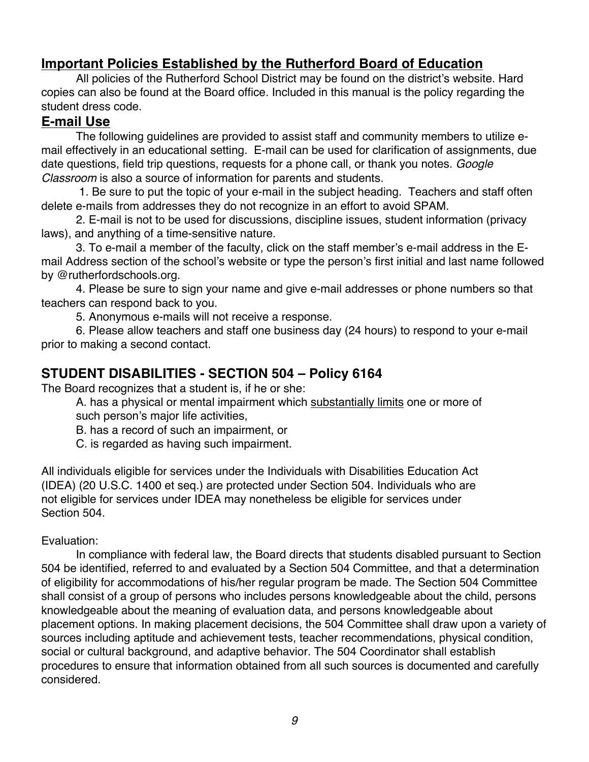## **Important Policies Established by the Rutherford Board of Education**

All policies of the Rutherford School District may be found on the district's website. Hard copies can also be found at the Board office. Included in this manual is the policy regarding the student dress code.

## **E-mail Use**

The following guidelines are provided to assist staff and community members to utilize e-mail effectively in an educational setting. E-mail can be used for clarification of assignments, due date questions, field trip questions, requests for a phone call, or thank you notes. *Google Classroom* is also a source of information for parents and students.

1. Be sure to put the topic of your e-mail in the subject heading. Teachers and staff often delete e-mails from addresses they do not recognize in an effort to avoid SPAM.
2. E-mail is not to be used for discussions, discipline issues, student information (privacy laws), and anything of a time-sensitive nature.
3. To e-mail a member of the faculty, click on the staff member's e-mail address in the E-mail Address section of the school's website or type the person's first initial and last name followed by @rutherfordschools.org.
4. Please be sure to sign your name and give e-mail addresses or phone numbers so that teachers can respond back to you.
5. Anonymous e-mails will not receive a response.
6. Please allow teachers and staff one business day (24 hours) to respond to your e-mail prior to making a second contact.

## **STUDENT DISABILITIES - SECTION 504 – Policy 6164**

The Board recognizes that a student is, if he or she:

A. has a physical or mental impairment which substantially limits one or more of such person's major life activities,

B. has a record of such an impairment, or

C. is regarded as having such impairment.

All individuals eligible for services under the Individuals with Disabilities Education Act (IDEA) (20 U.S.C. 1400 et seq.) are protected under Section 504. Individuals who are not eligible for services under IDEA may nonetheless be eligible for services under Section 504.

Evaluation:

In compliance with federal law, the Board directs that students disabled pursuant to Section 504 be identified, referred to and evaluated by a Section 504 Committee, and that a determination of eligibility for accommodations of his/her regular program be made. The Section 504 Committee shall consist of a group of persons who includes persons knowledgeable about the child, persons knowledgeable about the meaning of evaluation data, and persons knowledgeable about placement options. In making placement decisions, the 504 Committee shall draw upon a variety of sources including aptitude and achievement tests, teacher recommendations, physical condition, social or cultural background, and adaptive behavior. The 504 Coordinator shall establish procedures to ensure that information obtained from all such sources is documented and carefully considered.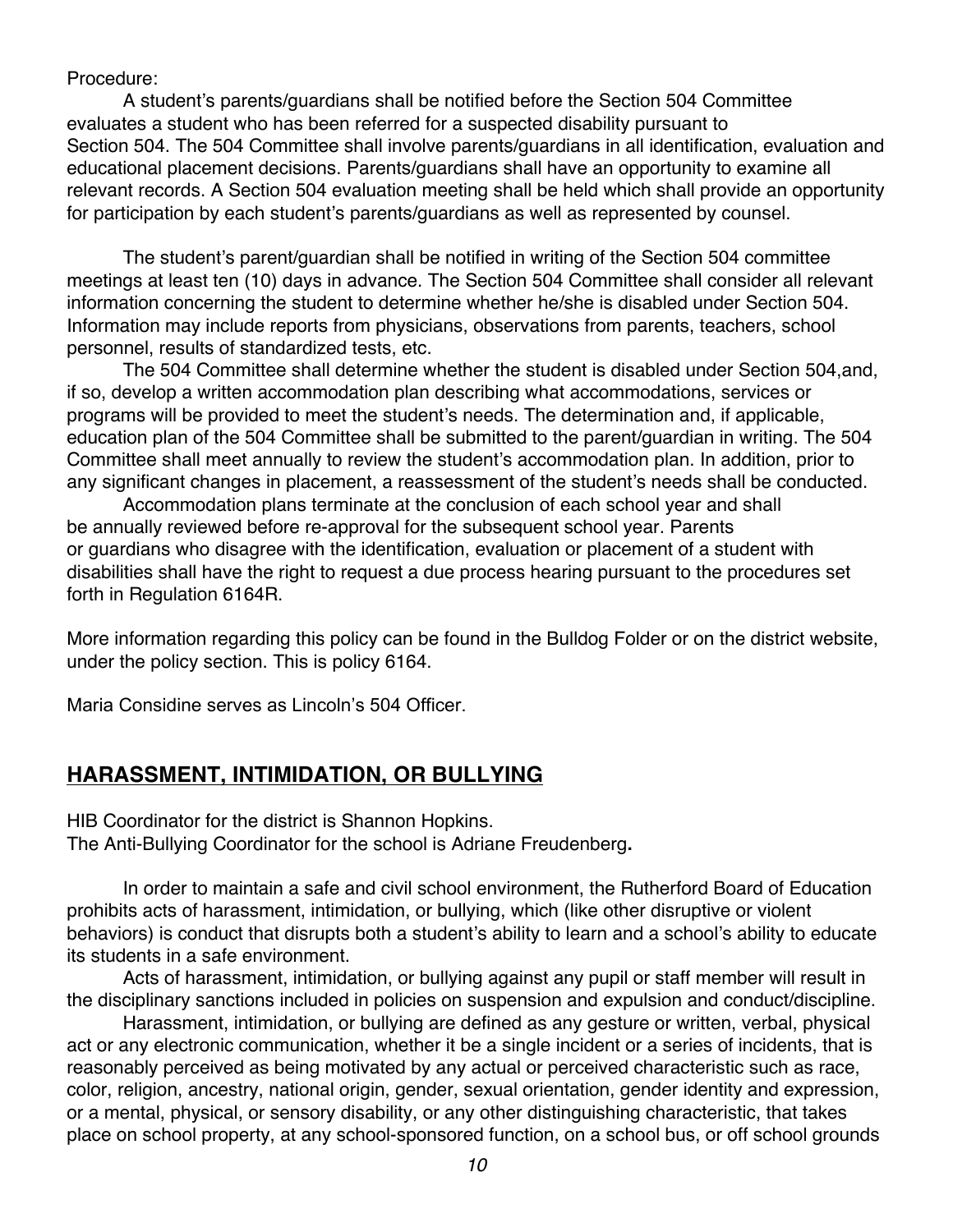Procedure:

A student's parents/guardians shall be notified before the Section 504 Committee evaluates a student who has been referred for a suspected disability pursuant to Section 504. The 504 Committee shall involve parents/guardians in all identification, evaluation and educational placement decisions. Parents/guardians shall have an opportunity to examine all relevant records. A Section 504 evaluation meeting shall be held which shall provide an opportunity for participation by each student's parents/guardians as well as represented by counsel.

The student's parent/guardian shall be notified in writing of the Section 504 committee meetings at least ten (10) days in advance. The Section 504 Committee shall consider all relevant information concerning the student to determine whether he/she is disabled under Section 504. Information may include reports from physicians, observations from parents, teachers, school personnel, results of standardized tests, etc.

The 504 Committee shall determine whether the student is disabled under Section 504,and, if so, develop a written accommodation plan describing what accommodations, services or programs will be provided to meet the student's needs. The determination and, if applicable, education plan of the 504 Committee shall be submitted to the parent/guardian in writing. The 504 Committee shall meet annually to review the student's accommodation plan. In addition, prior to any significant changes in placement, a reassessment of the student's needs shall be conducted.

Accommodation plans terminate at the conclusion of each school year and shall be annually reviewed before re-approval for the subsequent school year. Parents or guardians who disagree with the identification, evaluation or placement of a student with disabilities shall have the right to request a due process hearing pursuant to the procedures set forth in Regulation 6164R.

More information regarding this policy can be found in the Bulldog Folder or on the district website, under the policy section. This is policy 6164.

Maria Considine serves as Lincoln's 504 Officer.

## HARASSMENT, INTIMIDATION, OR BULLYING

HIB Coordinator for the district is Shannon Hopkins.
The Anti-Bullying Coordinator for the school is Adriane Freudenberg**.**

In order to maintain a safe and civil school environment, the Rutherford Board of Education prohibits acts of harassment, intimidation, or bullying, which (like other disruptive or violent behaviors) is conduct that disrupts both a student's ability to learn and a school's ability to educate its students in a safe environment.

Acts of harassment, intimidation, or bullying against any pupil or staff member will result in the disciplinary sanctions included in policies on suspension and expulsion and conduct/discipline.

Harassment, intimidation, or bullying are defined as any gesture or written, verbal, physical act or any electronic communication, whether it be a single incident or a series of incidents, that is reasonably perceived as being motivated by any actual or perceived characteristic such as race, color, religion, ancestry, national origin, gender, sexual orientation, gender identity and expression, or a mental, physical, or sensory disability, or any other distinguishing characteristic, that takes place on school property, at any school-sponsored function, on a school bus, or off school grounds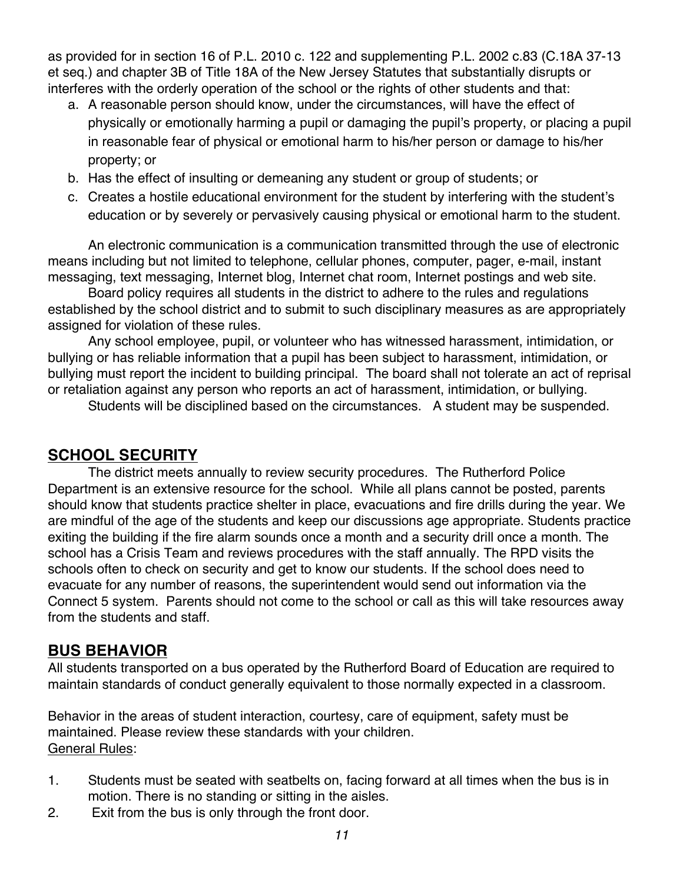as provided for in section 16 of P.L. 2010 c. 122 and supplementing P.L. 2002 c.83 (C.18A 37-13 et seq.) and chapter 3B of Title 18A of the New Jersey Statutes that substantially disrupts or interferes with the orderly operation of the school or the rights of other students and that:

a. A reasonable person should know, under the circumstances, will have the effect of physically or emotionally harming a pupil or damaging the pupil's property, or placing a pupil in reasonable fear of physical or emotional harm to his/her person or damage to his/her property; or
b. Has the effect of insulting or demeaning any student or group of students; or
c. Creates a hostile educational environment for the student by interfering with the student's education or by severely or pervasively causing physical or emotional harm to the student.

An electronic communication is a communication transmitted through the use of electronic means including but not limited to telephone, cellular phones, computer, pager, e-mail, instant messaging, text messaging, Internet blog, Internet chat room, Internet postings and web site.

Board policy requires all students in the district to adhere to the rules and regulations established by the school district and to submit to such disciplinary measures as are appropriately assigned for violation of these rules.

Any school employee, pupil, or volunteer who has witnessed harassment, intimidation, or bullying or has reliable information that a pupil has been subject to harassment, intimidation, or bullying must report the incident to building principal. The board shall not tolerate an act of reprisal or retaliation against any person who reports an act of harassment, intimidation, or bullying.

Students will be disciplined based on the circumstances. A student may be suspended.

## SCHOOL SECURITY

The district meets annually to review security procedures. The Rutherford Police Department is an extensive resource for the school. While all plans cannot be posted, parents should know that students practice shelter in place, evacuations and fire drills during the year. We are mindful of the age of the students and keep our discussions age appropriate. Students practice exiting the building if the fire alarm sounds once a month and a security drill once a month. The school has a Crisis Team and reviews procedures with the staff annually. The RPD visits the schools often to check on security and get to know our students. If the school does need to evacuate for any number of reasons, the superintendent would send out information via the Connect 5 system. Parents should not come to the school or call as this will take resources away from the students and staff.

## BUS BEHAVIOR

All students transported on a bus operated by the Rutherford Board of Education are required to maintain standards of conduct generally equivalent to those normally expected in a classroom.

Behavior in the areas of student interaction, courtesy, care of equipment, safety must be maintained. Please review these standards with your children.

General Rules:

1. Students must be seated with seatbelts on, facing forward at all times when the bus is in motion. There is no standing or sitting in the aisles.
2. Exit from the bus is only through the front door.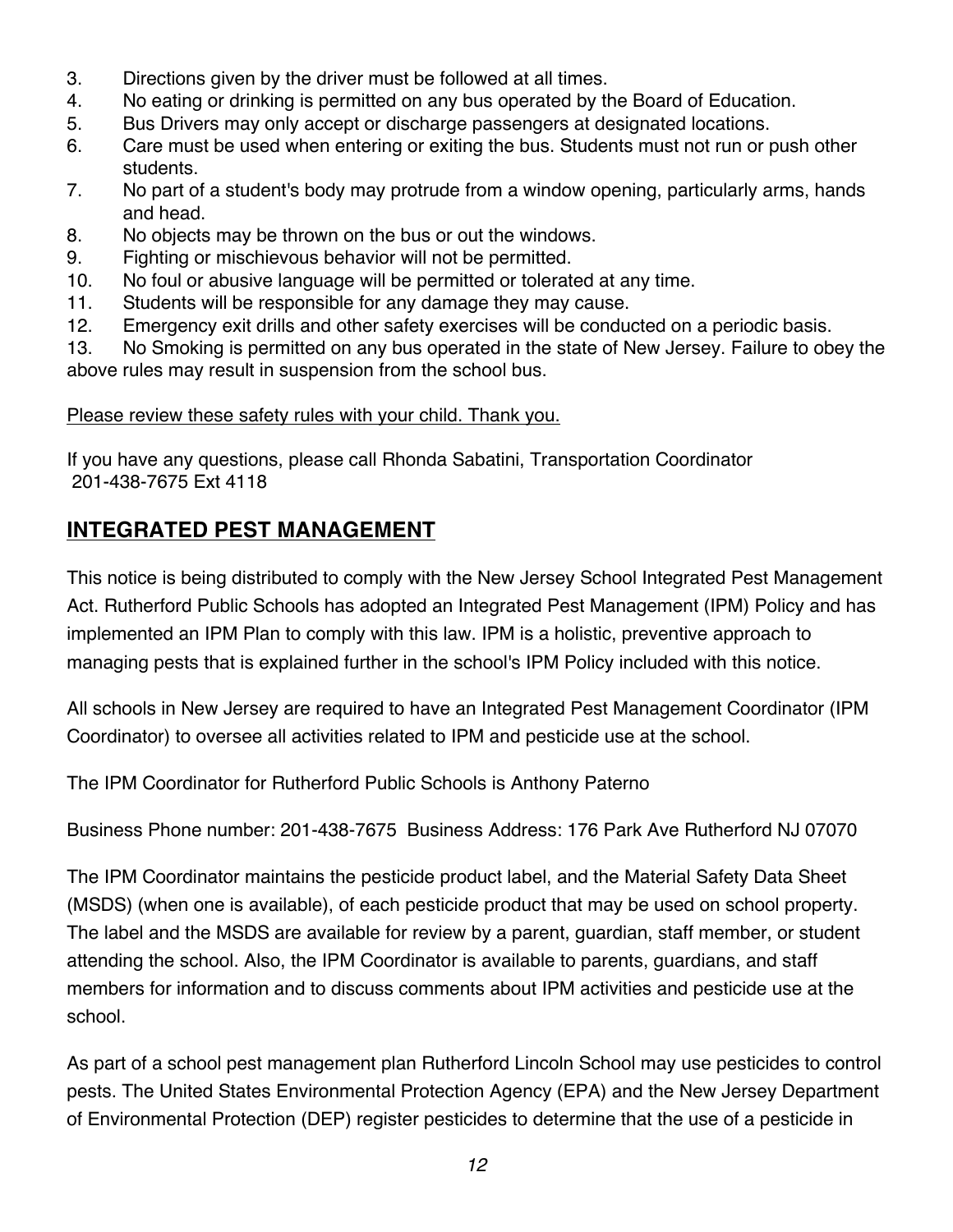3. Directions given by the driver must be followed at all times.
4. No eating or drinking is permitted on any bus operated by the Board of Education.
5. Bus Drivers may only accept or discharge passengers at designated locations.
6. Care must be used when entering or exiting the bus. Students must not run or push other students.
7. No part of a student's body may protrude from a window opening, particularly arms, hands and head.
8. No objects may be thrown on the bus or out the windows.
9. Fighting or mischievous behavior will not be permitted.
10. No foul or abusive language will be permitted or tolerated at any time.
11. Students will be responsible for any damage they may cause.
12. Emergency exit drills and other safety exercises will be conducted on a periodic basis.
13. No Smoking is permitted on any bus operated in the state of New Jersey. Failure to obey the above rules may result in suspension from the school bus.

<u>Please review these safety rules with your child. Thank you.</u>

If you have any questions, please call Rhonda Sabatini, Transportation Coordinator
201-438-7675 Ext 4118

## INTEGRATED PEST MANAGEMENT

This notice is being distributed to comply with the New Jersey School Integrated Pest Management Act. Rutherford Public Schools has adopted an Integrated Pest Management (IPM) Policy and has implemented an IPM Plan to comply with this law. IPM is a holistic, preventive approach to managing pests that is explained further in the school's IPM Policy included with this notice.

All schools in New Jersey are required to have an Integrated Pest Management Coordinator (IPM Coordinator) to oversee all activities related to IPM and pesticide use at the school.

The IPM Coordinator for Rutherford Public Schools is Anthony Paterno

Business Phone number: 201-438-7675 Business Address: 176 Park Ave Rutherford NJ 07070

The IPM Coordinator maintains the pesticide product label, and the Material Safety Data Sheet (MSDS) (when one is available), of each pesticide product that may be used on school property. The label and the MSDS are available for review by a parent, guardian, staff member, or student attending the school. Also, the IPM Coordinator is available to parents, guardians, and staff members for information and to discuss comments about IPM activities and pesticide use at the school.

As part of a school pest management plan Rutherford Lincoln School may use pesticides to control pests. The United States Environmental Protection Agency (EPA) and the New Jersey Department of Environmental Protection (DEP) register pesticides to determine that the use of a pesticide in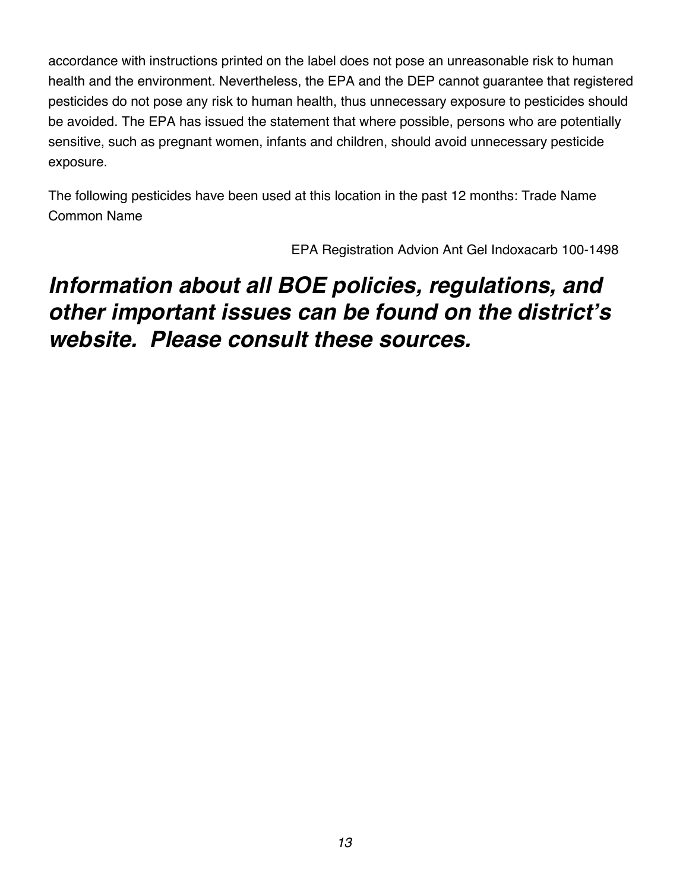accordance with instructions printed on the label does not pose an unreasonable risk to human health and the environment. Nevertheless, the EPA and the DEP cannot guarantee that registered pesticides do not pose any risk to human health, thus unnecessary exposure to pesticides should be avoided. The EPA has issued the statement that where possible, persons who are potentially sensitive, such as pregnant women, infants and children, should avoid unnecessary pesticide exposure.

The following pesticides have been used at this location in the past 12 months: Trade Name Common Name

EPA Registration Advion Ant Gel Indoxacarb 100-1498

## ***Information about all BOE policies, regulations, and other important issues can be found on the district's website. Please consult these sources.***